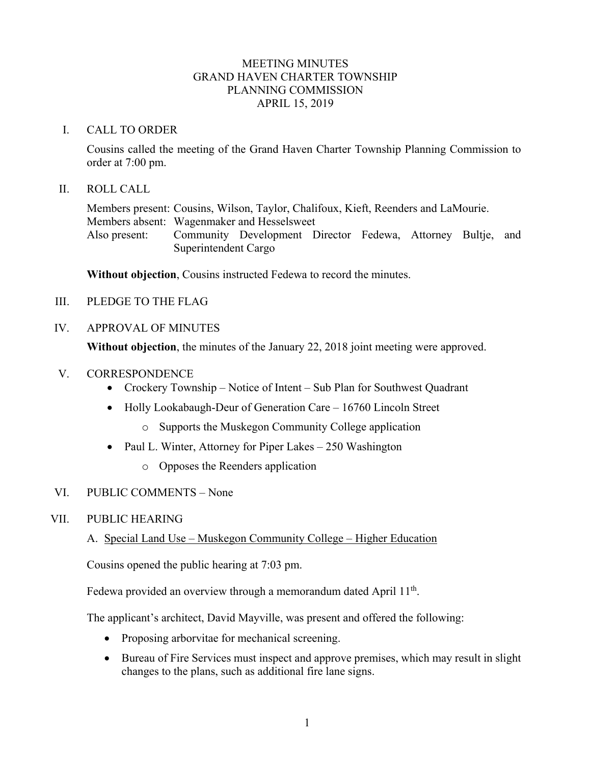# MEETING MINUTES
# GRAND HAVEN CHARTER TOWNSHIP
# PLANNING COMMISSION
# APRIL 15, 2019

## I. CALL TO ORDER

Cousins called the meeting of the Grand Haven Charter Township Planning Commission to order at 7:00 pm.

## II. ROLL CALL

Members present: Cousins, Wilson, Taylor, Chalifoux, Kieft, Reenders and LaMourie.
Members absent: Wagenmaker and Hesselsweet
Also present: Community Development Director Fedewa, Attorney Bultje, and Superintendent Cargo

**Without objection**, Cousins instructed Fedewa to record the minutes.

## III. PLEDGE TO THE FLAG

## IV. APPROVAL OF MINUTES

**Without objection**, the minutes of the January 22, 2018 joint meeting were approved.

## V. CORRESPONDENCE

- Crockery Township – Notice of Intent – Sub Plan for Southwest Quadrant
- Holly Lookabaugh-Deur of Generation Care – 16760 Lincoln Street
  - Supports the Muskegon Community College application
- Paul L. Winter, Attorney for Piper Lakes – 250 Washington
  - Opposes the Reenders application

## VI. PUBLIC COMMENTS – None

## VII. PUBLIC HEARING

A. Special Land Use – Muskegon Community College – Higher Education

Cousins opened the public hearing at 7:03 pm.

Fedewa provided an overview through a memorandum dated April 11th.

The applicant's architect, David Mayville, was present and offered the following:

- Proposing arborvitae for mechanical screening.
- Bureau of Fire Services must inspect and approve premises, which may result in slight changes to the plans, such as additional fire lane signs.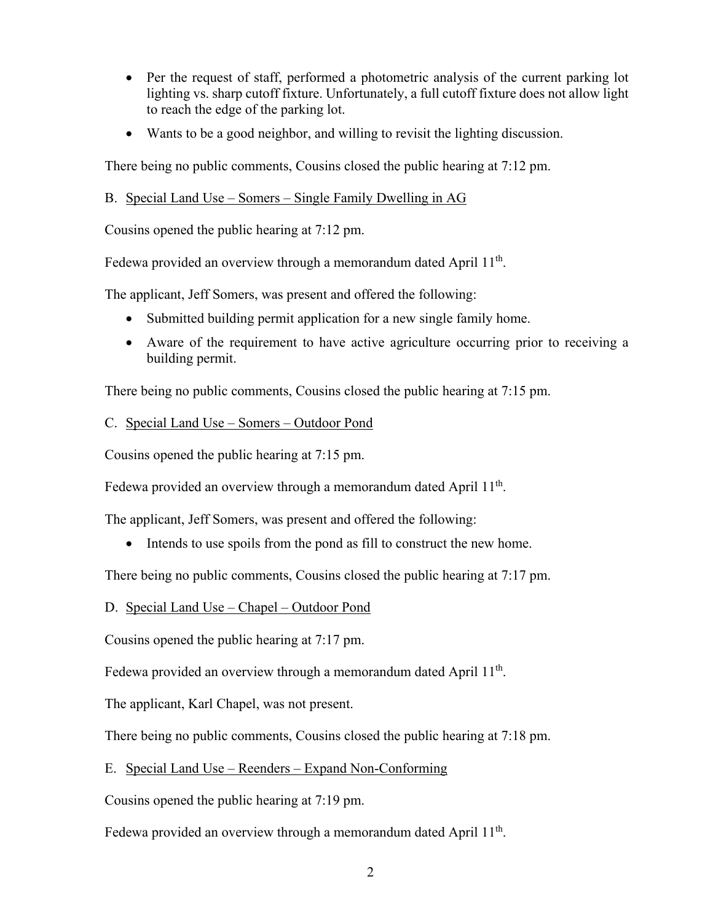- Per the request of staff, performed a photometric analysis of the current parking lot lighting vs. sharp cutoff fixture. Unfortunately, a full cutoff fixture does not allow light to reach the edge of the parking lot.
- Wants to be a good neighbor, and willing to revisit the lighting discussion.

There being no public comments, Cousins closed the public hearing at 7:12 pm.

B. Special Land Use – Somers – Single Family Dwelling in AG

Cousins opened the public hearing at 7:12 pm.

Fedewa provided an overview through a memorandum dated April 11th.

The applicant, Jeff Somers, was present and offered the following:

- Submitted building permit application for a new single family home.
- Aware of the requirement to have active agriculture occurring prior to receiving a building permit.

There being no public comments, Cousins closed the public hearing at 7:15 pm.

C. Special Land Use – Somers – Outdoor Pond

Cousins opened the public hearing at 7:15 pm.

Fedewa provided an overview through a memorandum dated April 11th.

The applicant, Jeff Somers, was present and offered the following:

- Intends to use spoils from the pond as fill to construct the new home.

There being no public comments, Cousins closed the public hearing at 7:17 pm.

D. Special Land Use – Chapel – Outdoor Pond

Cousins opened the public hearing at 7:17 pm.

Fedewa provided an overview through a memorandum dated April 11th.

The applicant, Karl Chapel, was not present.

There being no public comments, Cousins closed the public hearing at 7:18 pm.

E. Special Land Use – Reenders – Expand Non-Conforming

Cousins opened the public hearing at 7:19 pm.

Fedewa provided an overview through a memorandum dated April 11th.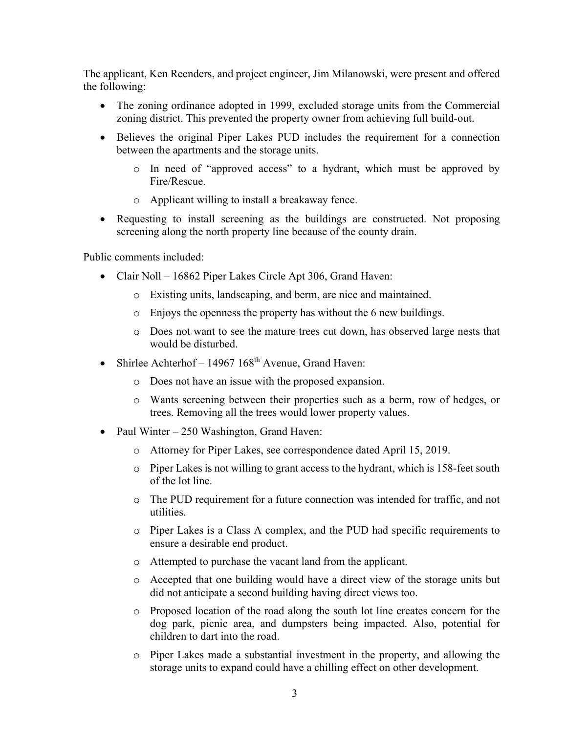The applicant, Ken Reenders, and project engineer, Jim Milanowski, were present and offered the following:

- The zoning ordinance adopted in 1999, excluded storage units from the Commercial zoning district. This prevented the property owner from achieving full build-out.
- Believes the original Piper Lakes PUD includes the requirement for a connection between the apartments and the storage units.
  - In need of "approved access" to a hydrant, which must be approved by Fire/Rescue.
  - Applicant willing to install a breakaway fence.
- Requesting to install screening as the buildings are constructed. Not proposing screening along the north property line because of the county drain.

Public comments included:

- Clair Noll – 16862 Piper Lakes Circle Apt 306, Grand Haven:
  - Existing units, landscaping, and berm, are nice and maintained.
  - Enjoys the openness the property has without the 6 new buildings.
  - Does not want to see the mature trees cut down, has observed large nests that would be disturbed.
- Shirlee Achterhof – 14967 168th Avenue, Grand Haven:
  - Does not have an issue with the proposed expansion.
  - Wants screening between their properties such as a berm, row of hedges, or trees. Removing all the trees would lower property values.
- Paul Winter – 250 Washington, Grand Haven:
  - Attorney for Piper Lakes, see correspondence dated April 15, 2019.
  - Piper Lakes is not willing to grant access to the hydrant, which is 158-feet south of the lot line.
  - The PUD requirement for a future connection was intended for traffic, and not utilities.
  - Piper Lakes is a Class A complex, and the PUD had specific requirements to ensure a desirable end product.
  - Attempted to purchase the vacant land from the applicant.
  - Accepted that one building would have a direct view of the storage units but did not anticipate a second building having direct views too.
  - Proposed location of the road along the south lot line creates concern for the dog park, picnic area, and dumpsters being impacted. Also, potential for children to dart into the road.
  - Piper Lakes made a substantial investment in the property, and allowing the storage units to expand could have a chilling effect on other development.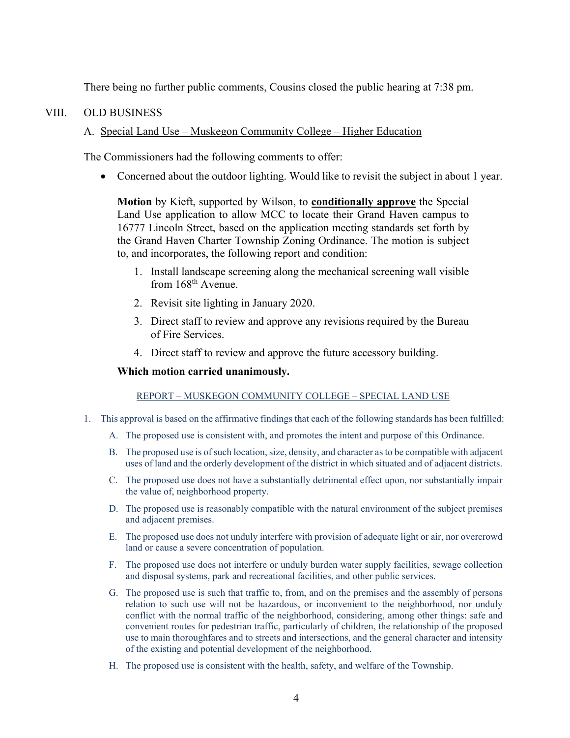There being no further public comments, Cousins closed the public hearing at 7:38 pm.

## VIII. OLD BUSINESS

### A. Special Land Use – Muskegon Community College – Higher Education

The Commissioners had the following comments to offer:

- Concerned about the outdoor lighting. Would like to revisit the subject in about 1 year.

**Motion** by Kieft, supported by Wilson, to **conditionally approve** the Special Land Use application to allow MCC to locate their Grand Haven campus to 16777 Lincoln Street, based on the application meeting standards set forth by the Grand Haven Charter Township Zoning Ordinance. The motion is subject to, and incorporates, the following report and condition:

1. Install landscape screening along the mechanical screening wall visible from 168th Avenue.
2. Revisit site lighting in January 2020.
3. Direct staff to review and approve any revisions required by the Bureau of Fire Services.
4. Direct staff to review and approve the future accessory building.

**Which motion carried unanimously.**

REPORT – MUSKEGON COMMUNITY COLLEGE – SPECIAL LAND USE

1. This approval is based on the affirmative findings that each of the following standards has been fulfilled:
   - A. The proposed use is consistent with, and promotes the intent and purpose of this Ordinance.
   - B. The proposed use is of such location, size, density, and character as to be compatible with adjacent uses of land and the orderly development of the district in which situated and of adjacent districts.
   - C. The proposed use does not have a substantially detrimental effect upon, nor substantially impair the value of, neighborhood property.
   - D. The proposed use is reasonably compatible with the natural environment of the subject premises and adjacent premises.
   - E. The proposed use does not unduly interfere with provision of adequate light or air, nor overcrowd land or cause a severe concentration of population.
   - F. The proposed use does not interfere or unduly burden water supply facilities, sewage collection and disposal systems, park and recreational facilities, and other public services.
   - G. The proposed use is such that traffic to, from, and on the premises and the assembly of persons relation to such use will not be hazardous, or inconvenient to the neighborhood, nor unduly conflict with the normal traffic of the neighborhood, considering, among other things: safe and convenient routes for pedestrian traffic, particularly of children, the relationship of the proposed use to main thoroughfares and to streets and intersections, and the general character and intensity of the existing and potential development of the neighborhood.
   - H. The proposed use is consistent with the health, safety, and welfare of the Township.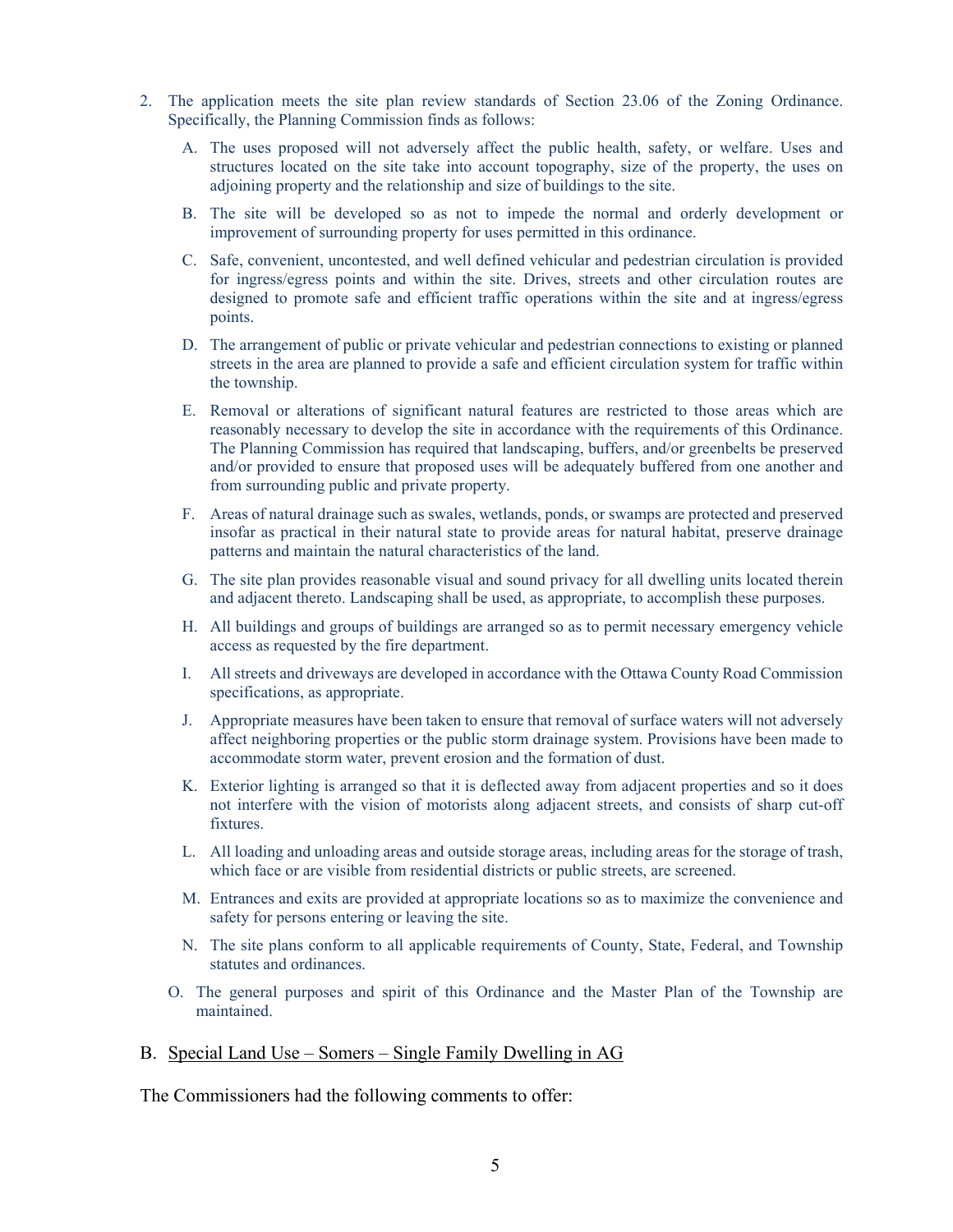2. The application meets the site plan review standards of Section 23.06 of the Zoning Ordinance. Specifically, the Planning Commission finds as follows:

   A. The uses proposed will not adversely affect the public health, safety, or welfare. Uses and structures located on the site take into account topography, size of the property, the uses on adjoining property and the relationship and size of buildings to the site.

   B. The site will be developed so as not to impede the normal and orderly development or improvement of surrounding property for uses permitted in this ordinance.

   C. Safe, convenient, uncontested, and well defined vehicular and pedestrian circulation is provided for ingress/egress points and within the site. Drives, streets and other circulation routes are designed to promote safe and efficient traffic operations within the site and at ingress/egress points.

   D. The arrangement of public or private vehicular and pedestrian connections to existing or planned streets in the area are planned to provide a safe and efficient circulation system for traffic within the township.

   E. Removal or alterations of significant natural features are restricted to those areas which are reasonably necessary to develop the site in accordance with the requirements of this Ordinance. The Planning Commission has required that landscaping, buffers, and/or greenbelts be preserved and/or provided to ensure that proposed uses will be adequately buffered from one another and from surrounding public and private property.

   F. Areas of natural drainage such as swales, wetlands, ponds, or swamps are protected and preserved insofar as practical in their natural state to provide areas for natural habitat, preserve drainage patterns and maintain the natural characteristics of the land.

   G. The site plan provides reasonable visual and sound privacy for all dwelling units located therein and adjacent thereto. Landscaping shall be used, as appropriate, to accomplish these purposes.

   H. All buildings and groups of buildings are arranged so as to permit necessary emergency vehicle access as requested by the fire department.

   I. All streets and driveways are developed in accordance with the Ottawa County Road Commission specifications, as appropriate.

   J. Appropriate measures have been taken to ensure that removal of surface waters will not adversely affect neighboring properties or the public storm drainage system. Provisions have been made to accommodate storm water, prevent erosion and the formation of dust.

   K. Exterior lighting is arranged so that it is deflected away from adjacent properties and so it does not interfere with the vision of motorists along adjacent streets, and consists of sharp cut-off fixtures.

   L. All loading and unloading areas and outside storage areas, including areas for the storage of trash, which face or are visible from residential districts or public streets, are screened.

   M. Entrances and exits are provided at appropriate locations so as to maximize the convenience and safety for persons entering or leaving the site.

   N. The site plans conform to all applicable requirements of County, State, Federal, and Township statutes and ordinances.

   O. The general purposes and spirit of this Ordinance and the Master Plan of the Township are maintained.

B. <u>Special Land Use – Somers – Single Family Dwelling in AG</u>

The Commissioners had the following comments to offer: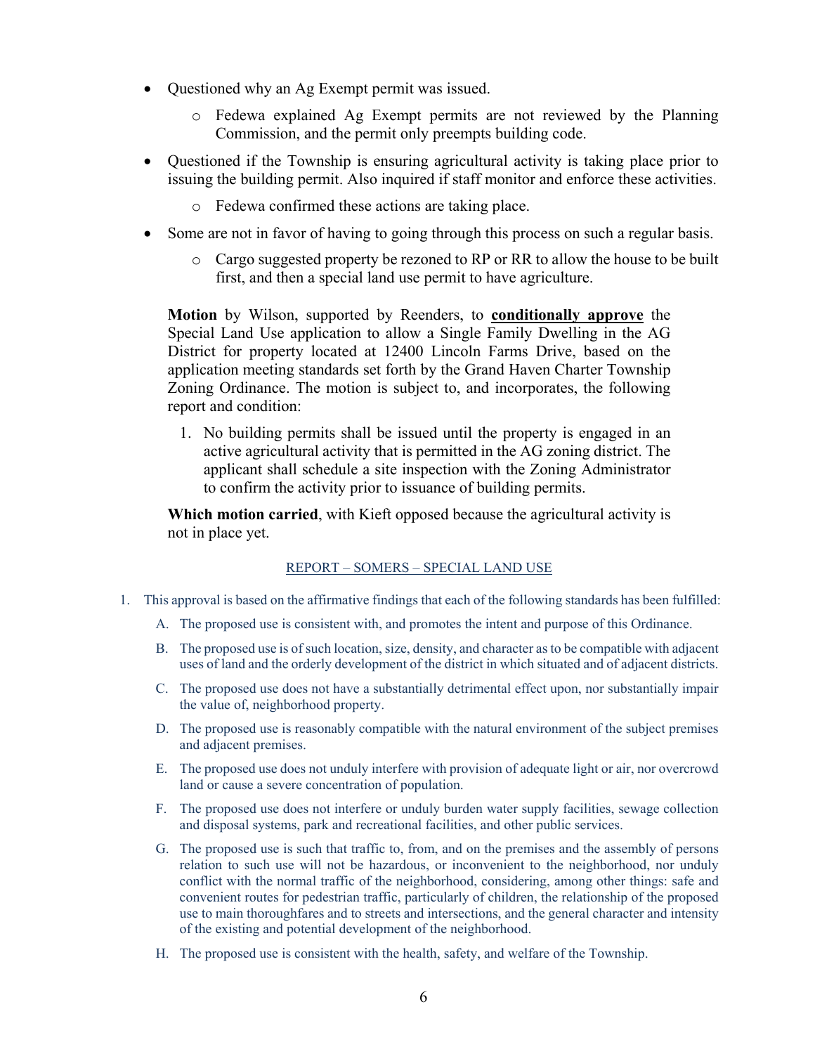- Questioned why an Ag Exempt permit was issued.
  - Fedewa explained Ag Exempt permits are not reviewed by the Planning Commission, and the permit only preempts building code.
- Questioned if the Township is ensuring agricultural activity is taking place prior to issuing the building permit. Also inquired if staff monitor and enforce these activities.
  - Fedewa confirmed these actions are taking place.
- Some are not in favor of having to going through this process on such a regular basis.
  - Cargo suggested property be rezoned to RP or RR to allow the house to be built first, and then a special land use permit to have agriculture.

**Motion** by Wilson, supported by Reenders, to **<u>conditionally approve</u>** the Special Land Use application to allow a Single Family Dwelling in the AG District for property located at 12400 Lincoln Farms Drive, based on the application meeting standards set forth by the Grand Haven Charter Township Zoning Ordinance. The motion is subject to, and incorporates, the following report and condition:

1. No building permits shall be issued until the property is engaged in an active agricultural activity that is permitted in the AG zoning district. The applicant shall schedule a site inspection with the Zoning Administrator to confirm the activity prior to issuance of building permits.

**Which motion carried**, with Kieft opposed because the agricultural activity is not in place yet.

<u>REPORT – SOMERS – SPECIAL LAND USE</u>

1. This approval is based on the affirmative findings that each of the following standards has been fulfilled:
   A. The proposed use is consistent with, and promotes the intent and purpose of this Ordinance.
   B. The proposed use is of such location, size, density, and character as to be compatible with adjacent uses of land and the orderly development of the district in which situated and of adjacent districts.
   C. The proposed use does not have a substantially detrimental effect upon, nor substantially impair the value of, neighborhood property.
   D. The proposed use is reasonably compatible with the natural environment of the subject premises and adjacent premises.
   E. The proposed use does not unduly interfere with provision of adequate light or air, nor overcrowd land or cause a severe concentration of population.
   F. The proposed use does not interfere or unduly burden water supply facilities, sewage collection and disposal systems, park and recreational facilities, and other public services.
   G. The proposed use is such that traffic to, from, and on the premises and the assembly of persons relation to such use will not be hazardous, or inconvenient to the neighborhood, nor unduly conflict with the normal traffic of the neighborhood, considering, among other things: safe and convenient routes for pedestrian traffic, particularly of children, the relationship of the proposed use to main thoroughfares and to streets and intersections, and the general character and intensity of the existing and potential development of the neighborhood.
   H. The proposed use is consistent with the health, safety, and welfare of the Township.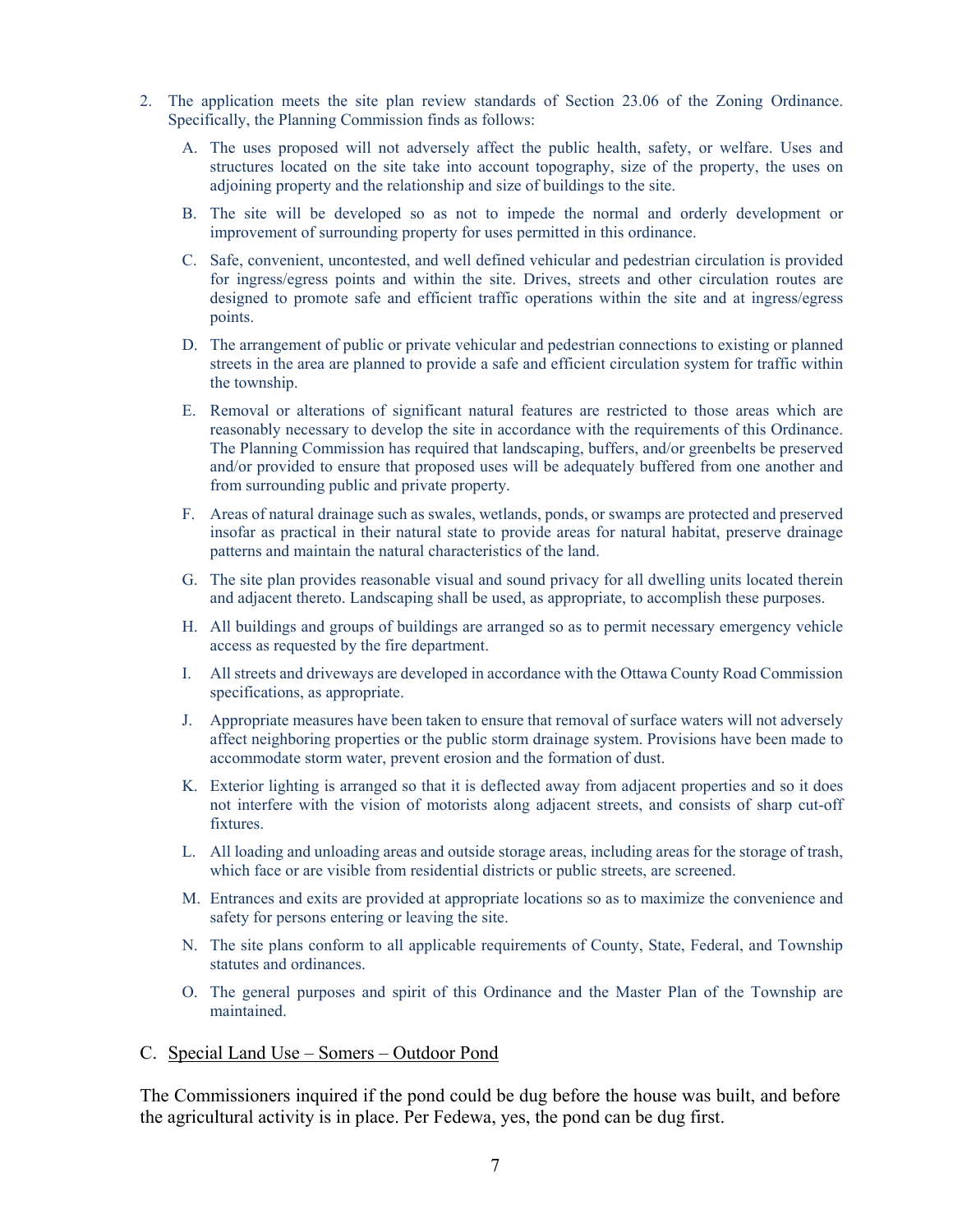2. The application meets the site plan review standards of Section 23.06 of the Zoning Ordinance. Specifically, the Planning Commission finds as follows:

   A. The uses proposed will not adversely affect the public health, safety, or welfare. Uses and structures located on the site take into account topography, size of the property, the uses on adjoining property and the relationship and size of buildings to the site.

   B. The site will be developed so as not to impede the normal and orderly development or improvement of surrounding property for uses permitted in this ordinance.

   C. Safe, convenient, uncontested, and well defined vehicular and pedestrian circulation is provided for ingress/egress points and within the site. Drives, streets and other circulation routes are designed to promote safe and efficient traffic operations within the site and at ingress/egress points.

   D. The arrangement of public or private vehicular and pedestrian connections to existing or planned streets in the area are planned to provide a safe and efficient circulation system for traffic within the township.

   E. Removal or alterations of significant natural features are restricted to those areas which are reasonably necessary to develop the site in accordance with the requirements of this Ordinance. The Planning Commission has required that landscaping, buffers, and/or greenbelts be preserved and/or provided to ensure that proposed uses will be adequately buffered from one another and from surrounding public and private property.

   F. Areas of natural drainage such as swales, wetlands, ponds, or swamps are protected and preserved insofar as practical in their natural state to provide areas for natural habitat, preserve drainage patterns and maintain the natural characteristics of the land.

   G. The site plan provides reasonable visual and sound privacy for all dwelling units located therein and adjacent thereto. Landscaping shall be used, as appropriate, to accomplish these purposes.

   H. All buildings and groups of buildings are arranged so as to permit necessary emergency vehicle access as requested by the fire department.

   I. All streets and driveways are developed in accordance with the Ottawa County Road Commission specifications, as appropriate.

   J. Appropriate measures have been taken to ensure that removal of surface waters will not adversely affect neighboring properties or the public storm drainage system. Provisions have been made to accommodate storm water, prevent erosion and the formation of dust.

   K. Exterior lighting is arranged so that it is deflected away from adjacent properties and so it does not interfere with the vision of motorists along adjacent streets, and consists of sharp cut-off fixtures.

   L. All loading and unloading areas and outside storage areas, including areas for the storage of trash, which face or are visible from residential districts or public streets, are screened.

   M. Entrances and exits are provided at appropriate locations so as to maximize the convenience and safety for persons entering or leaving the site.

   N. The site plans conform to all applicable requirements of County, State, Federal, and Township statutes and ordinances.

   O. The general purposes and spirit of this Ordinance and the Master Plan of the Township are maintained.

C. Special Land Use – Somers – Outdoor Pond

The Commissioners inquired if the pond could be dug before the house was built, and before the agricultural activity is in place. Per Fedewa, yes, the pond can be dug first.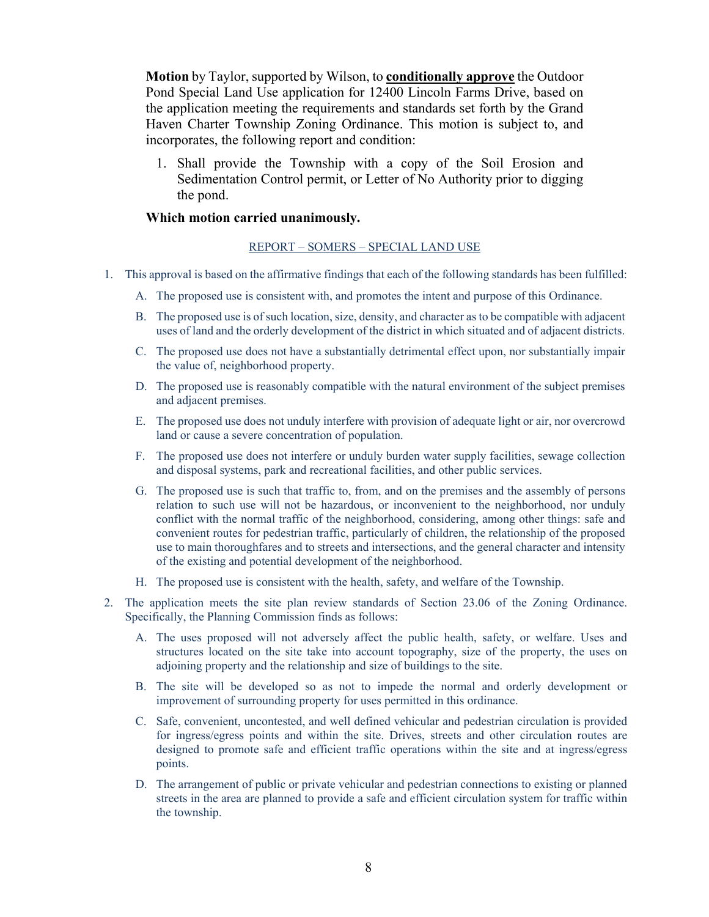**Motion** by Taylor, supported by Wilson, to **conditionally approve** the Outdoor Pond Special Land Use application for 12400 Lincoln Farms Drive, based on the application meeting the requirements and standards set forth by the Grand Haven Charter Township Zoning Ordinance. This motion is subject to, and incorporates, the following report and condition:

1. Shall provide the Township with a copy of the Soil Erosion and Sedimentation Control permit, or Letter of No Authority prior to digging the pond.

**Which motion carried unanimously.**

REPORT – SOMERS – SPECIAL LAND USE

1. This approval is based on the affirmative findings that each of the following standards has been fulfilled:
   A. The proposed use is consistent with, and promotes the intent and purpose of this Ordinance.
   B. The proposed use is of such location, size, density, and character as to be compatible with adjacent uses of land and the orderly development of the district in which situated and of adjacent districts.
   C. The proposed use does not have a substantially detrimental effect upon, nor substantially impair the value of, neighborhood property.
   D. The proposed use is reasonably compatible with the natural environment of the subject premises and adjacent premises.
   E. The proposed use does not unduly interfere with provision of adequate light or air, nor overcrowd land or cause a severe concentration of population.
   F. The proposed use does not interfere or unduly burden water supply facilities, sewage collection and disposal systems, park and recreational facilities, and other public services.
   G. The proposed use is such that traffic to, from, and on the premises and the assembly of persons relation to such use will not be hazardous, or inconvenient to the neighborhood, nor unduly conflict with the normal traffic of the neighborhood, considering, among other things: safe and convenient routes for pedestrian traffic, particularly of children, the relationship of the proposed use to main thoroughfares and to streets and intersections, and the general character and intensity of the existing and potential development of the neighborhood.
   H. The proposed use is consistent with the health, safety, and welfare of the Township.
2. The application meets the site plan review standards of Section 23.06 of the Zoning Ordinance. Specifically, the Planning Commission finds as follows:
   A. The uses proposed will not adversely affect the public health, safety, or welfare. Uses and structures located on the site take into account topography, size of the property, the uses on adjoining property and the relationship and size of buildings to the site.
   B. The site will be developed so as not to impede the normal and orderly development or improvement of surrounding property for uses permitted in this ordinance.
   C. Safe, convenient, uncontested, and well defined vehicular and pedestrian circulation is provided for ingress/egress points and within the site. Drives, streets and other circulation routes are designed to promote safe and efficient traffic operations within the site and at ingress/egress points.
   D. The arrangement of public or private vehicular and pedestrian connections to existing or planned streets in the area are planned to provide a safe and efficient circulation system for traffic within the township.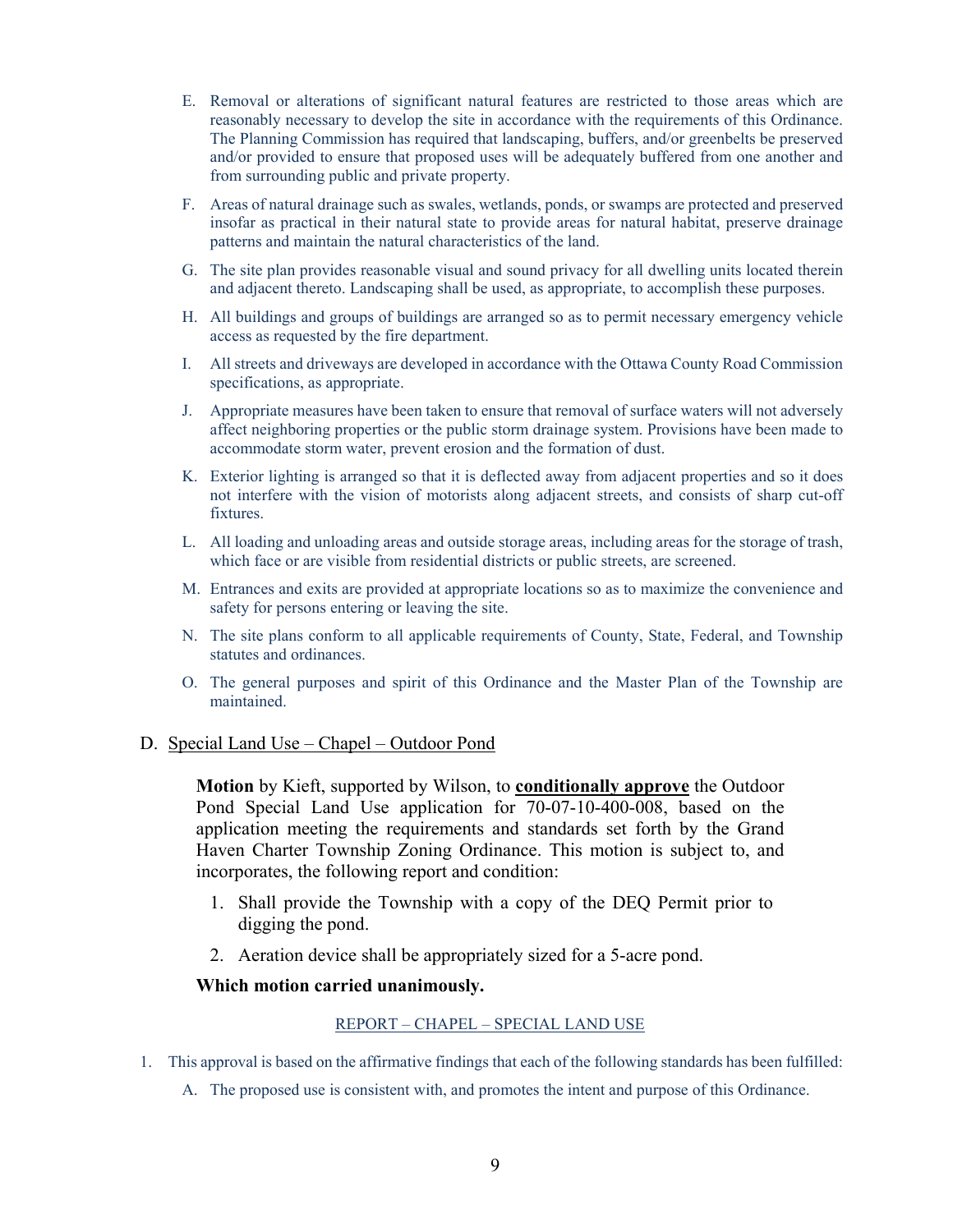E. Removal or alterations of significant natural features are restricted to those areas which are reasonably necessary to develop the site in accordance with the requirements of this Ordinance. The Planning Commission has required that landscaping, buffers, and/or greenbelts be preserved and/or provided to ensure that proposed uses will be adequately buffered from one another and from surrounding public and private property.

F. Areas of natural drainage such as swales, wetlands, ponds, or swamps are protected and preserved insofar as practical in their natural state to provide areas for natural habitat, preserve drainage patterns and maintain the natural characteristics of the land.

G. The site plan provides reasonable visual and sound privacy for all dwelling units located therein and adjacent thereto. Landscaping shall be used, as appropriate, to accomplish these purposes.

H. All buildings and groups of buildings are arranged so as to permit necessary emergency vehicle access as requested by the fire department.

I. All streets and driveways are developed in accordance with the Ottawa County Road Commission specifications, as appropriate.

J. Appropriate measures have been taken to ensure that removal of surface waters will not adversely affect neighboring properties or the public storm drainage system. Provisions have been made to accommodate storm water, prevent erosion and the formation of dust.

K. Exterior lighting is arranged so that it is deflected away from adjacent properties and so it does not interfere with the vision of motorists along adjacent streets, and consists of sharp cut-off fixtures.

L. All loading and unloading areas and outside storage areas, including areas for the storage of trash, which face or are visible from residential districts or public streets, are screened.

M. Entrances and exits are provided at appropriate locations so as to maximize the convenience and safety for persons entering or leaving the site.

N. The site plans conform to all applicable requirements of County, State, Federal, and Township statutes and ordinances.

O. The general purposes and spirit of this Ordinance and the Master Plan of the Township are maintained.

D. <u>Special Land Use – Chapel – Outdoor Pond</u>

**Motion** by Kieft, supported by Wilson, to **<u>conditionally approve</u>** the Outdoor Pond Special Land Use application for 70-07-10-400-008, based on the application meeting the requirements and standards set forth by the Grand Haven Charter Township Zoning Ordinance. This motion is subject to, and incorporates, the following report and condition:

1. Shall provide the Township with a copy of the DEQ Permit prior to digging the pond.
2. Aeration device shall be appropriately sized for a 5-acre pond.

**Which motion carried unanimously.**

<u>REPORT – CHAPEL – SPECIAL LAND USE</u>

1. This approval is based on the affirmative findings that each of the following standards has been fulfilled:

   A. The proposed use is consistent with, and promotes the intent and purpose of this Ordinance.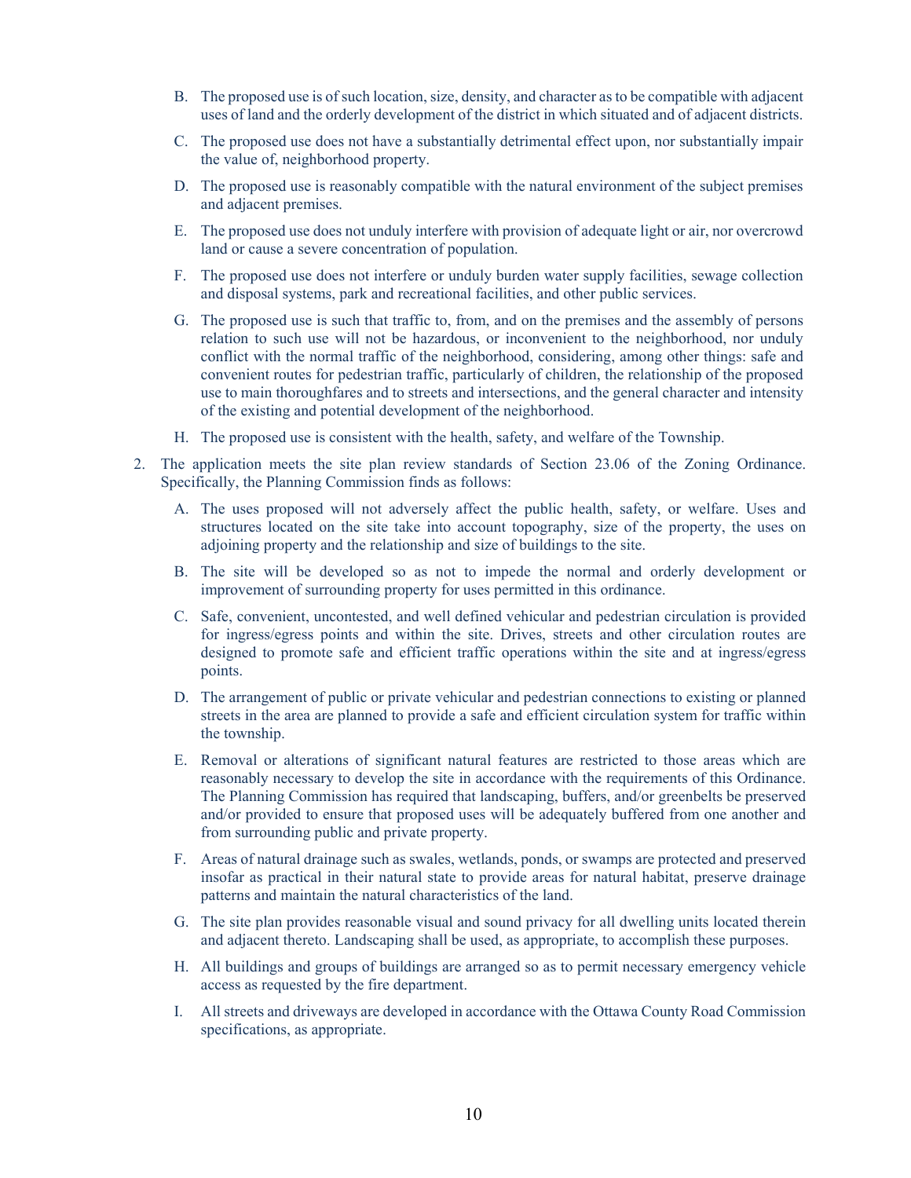B. The proposed use is of such location, size, density, and character as to be compatible with adjacent uses of land and the orderly development of the district in which situated and of adjacent districts.

C. The proposed use does not have a substantially detrimental effect upon, nor substantially impair the value of, neighborhood property.

D. The proposed use is reasonably compatible with the natural environment of the subject premises and adjacent premises.

E. The proposed use does not unduly interfere with provision of adequate light or air, nor overcrowd land or cause a severe concentration of population.

F. The proposed use does not interfere or unduly burden water supply facilities, sewage collection and disposal systems, park and recreational facilities, and other public services.

G. The proposed use is such that traffic to, from, and on the premises and the assembly of persons relation to such use will not be hazardous, or inconvenient to the neighborhood, nor unduly conflict with the normal traffic of the neighborhood, considering, among other things: safe and convenient routes for pedestrian traffic, particularly of children, the relationship of the proposed use to main thoroughfares and to streets and intersections, and the general character and intensity of the existing and potential development of the neighborhood.

H. The proposed use is consistent with the health, safety, and welfare of the Township.

2. The application meets the site plan review standards of Section 23.06 of the Zoning Ordinance. Specifically, the Planning Commission finds as follows:

   A. The uses proposed will not adversely affect the public health, safety, or welfare. Uses and structures located on the site take into account topography, size of the property, the uses on adjoining property and the relationship and size of buildings to the site.

   B. The site will be developed so as not to impede the normal and orderly development or improvement of surrounding property for uses permitted in this ordinance.

   C. Safe, convenient, uncontested, and well defined vehicular and pedestrian circulation is provided for ingress/egress points and within the site. Drives, streets and other circulation routes are designed to promote safe and efficient traffic operations within the site and at ingress/egress points.

   D. The arrangement of public or private vehicular and pedestrian connections to existing or planned streets in the area are planned to provide a safe and efficient circulation system for traffic within the township.

   E. Removal or alterations of significant natural features are restricted to those areas which are reasonably necessary to develop the site in accordance with the requirements of this Ordinance. The Planning Commission has required that landscaping, buffers, and/or greenbelts be preserved and/or provided to ensure that proposed uses will be adequately buffered from one another and from surrounding public and private property.

   F. Areas of natural drainage such as swales, wetlands, ponds, or swamps are protected and preserved insofar as practical in their natural state to provide areas for natural habitat, preserve drainage patterns and maintain the natural characteristics of the land.

   G. The site plan provides reasonable visual and sound privacy for all dwelling units located therein and adjacent thereto. Landscaping shall be used, as appropriate, to accomplish these purposes.

   H. All buildings and groups of buildings are arranged so as to permit necessary emergency vehicle access as requested by the fire department.

   I. All streets and driveways are developed in accordance with the Ottawa County Road Commission specifications, as appropriate.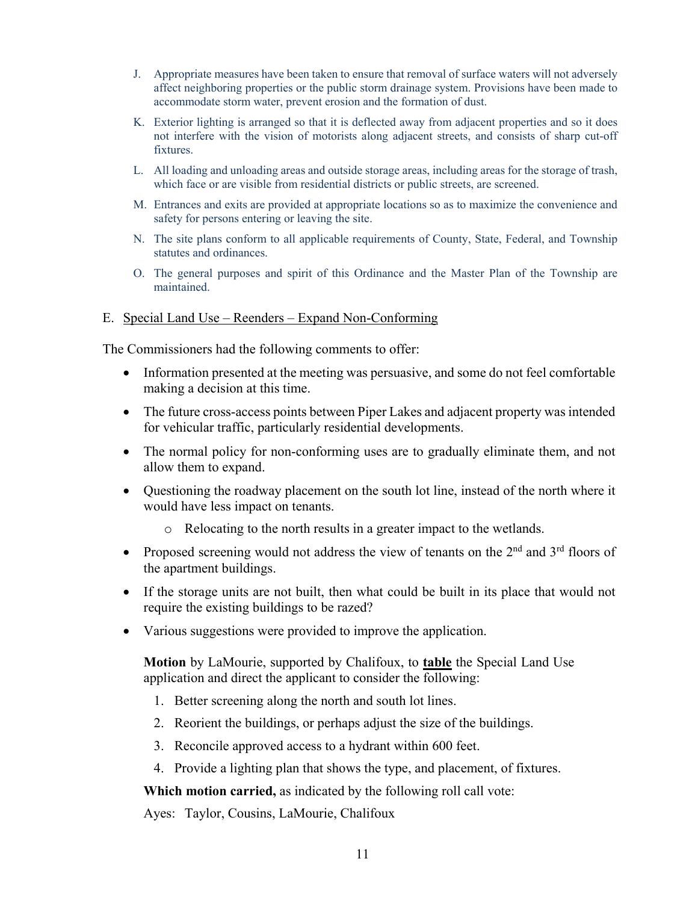J. Appropriate measures have been taken to ensure that removal of surface waters will not adversely affect neighboring properties or the public storm drainage system. Provisions have been made to accommodate storm water, prevent erosion and the formation of dust.

K. Exterior lighting is arranged so that it is deflected away from adjacent properties and so it does not interfere with the vision of motorists along adjacent streets, and consists of sharp cut-off fixtures.

L. All loading and unloading areas and outside storage areas, including areas for the storage of trash, which face or are visible from residential districts or public streets, are screened.

M. Entrances and exits are provided at appropriate locations so as to maximize the convenience and safety for persons entering or leaving the site.

N. The site plans conform to all applicable requirements of County, State, Federal, and Township statutes and ordinances.

O. The general purposes and spirit of this Ordinance and the Master Plan of the Township are maintained.

E. <u>Special Land Use – Reenders – Expand Non-Conforming</u>

The Commissioners had the following comments to offer:

- Information presented at the meeting was persuasive, and some do not feel comfortable making a decision at this time.
- The future cross-access points between Piper Lakes and adjacent property was intended for vehicular traffic, particularly residential developments.
- The normal policy for non-conforming uses are to gradually eliminate them, and not allow them to expand.
- Questioning the roadway placement on the south lot line, instead of the north where it would have less impact on tenants.
  - Relocating to the north results in a greater impact to the wetlands.
- Proposed screening would not address the view of tenants on the 2nd and 3rd floors of the apartment buildings.
- If the storage units are not built, then what could be built in its place that would not require the existing buildings to be razed?
- Various suggestions were provided to improve the application.

**Motion** by LaMourie, supported by Chalifoux, to **<u>table</u>** the Special Land Use application and direct the applicant to consider the following:

1. Better screening along the north and south lot lines.
2. Reorient the buildings, or perhaps adjust the size of the buildings.
3. Reconcile approved access to a hydrant within 600 feet.
4. Provide a lighting plan that shows the type, and placement, of fixtures.

**Which motion carried,** as indicated by the following roll call vote:

Ayes: Taylor, Cousins, LaMourie, Chalifoux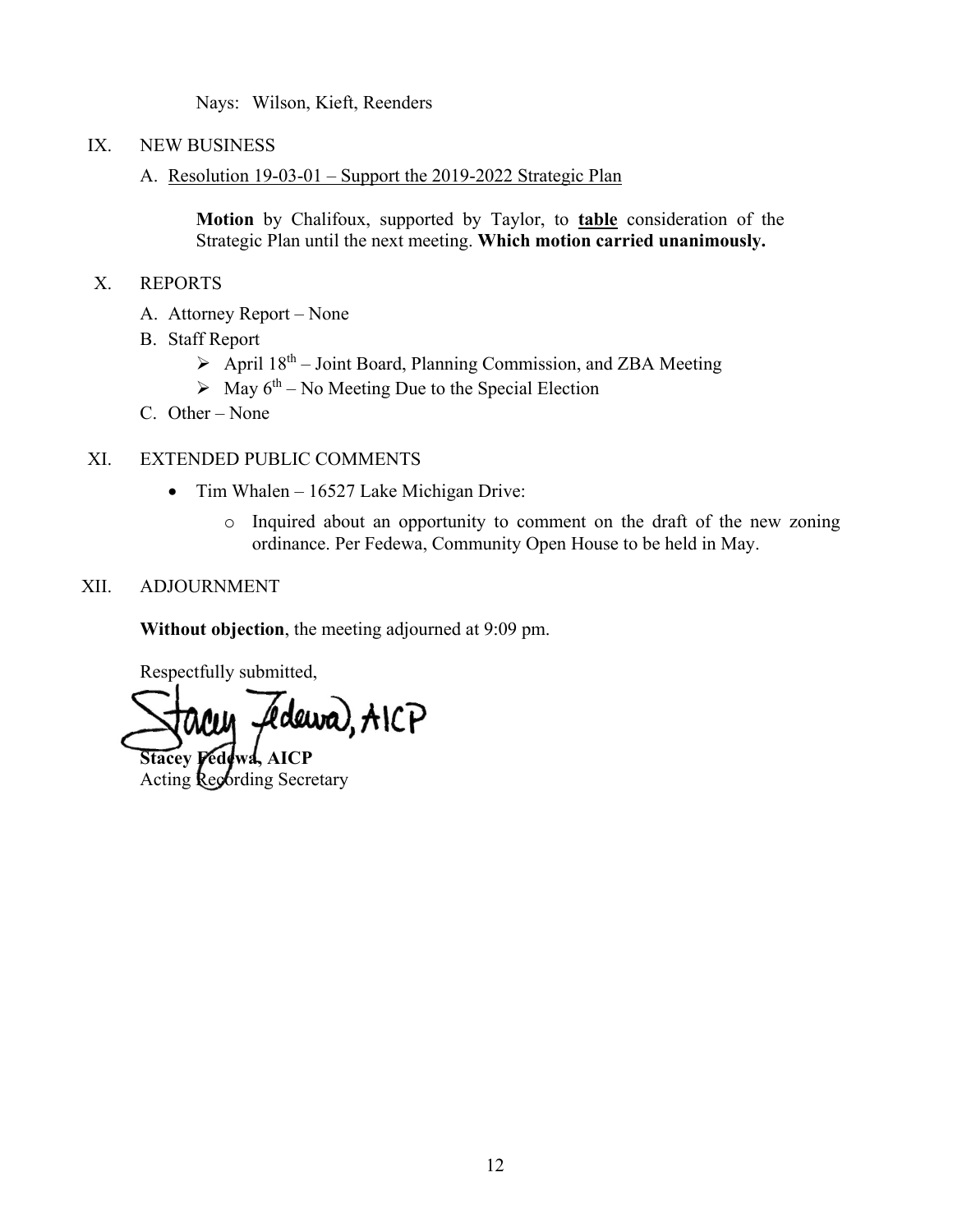Nays: Wilson, Kieft, Reenders

IX. NEW BUSINESS

A. Resolution 19-03-01 – Support the 2019-2022 Strategic Plan

**Motion** by Chalifoux, supported by Taylor, to **table** consideration of the Strategic Plan until the next meeting. **Which motion carried unanimously.**

X. REPORTS

A. Attorney Report – None

B. Staff Report

- April 18th – Joint Board, Planning Commission, and ZBA Meeting
- May 6th – No Meeting Due to the Special Election

C. Other – None

XI. EXTENDED PUBLIC COMMENTS

- Tim Whalen – 16527 Lake Michigan Drive:
  - Inquired about an opportunity to comment on the draft of the new zoning ordinance. Per Fedewa, Community Open House to be held in May.

XII. ADJOURNMENT

**Without objection**, the meeting adjourned at 9:09 pm.

Respectfully submitted,

Stacey Fedewa, AICP

**Stacey Fedewa, AICP**
Acting Recording Secretary